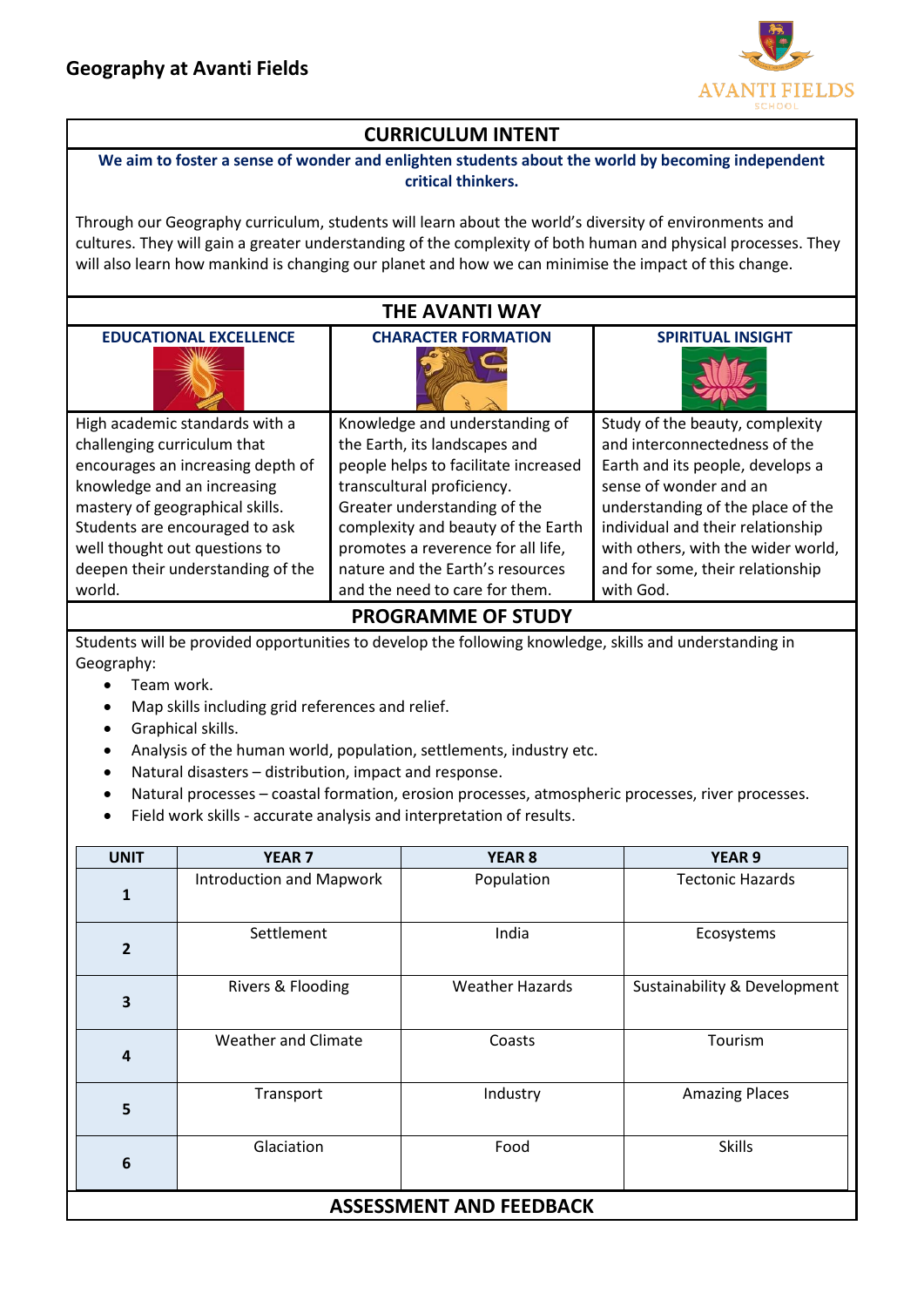# Geography at Avanti Fields

## CURRICULUM INTENT

**We aim to foster a sense of wonder and enlighten students about the world by becoming independent critical thinkers.**

Through our Geography curriculum, students will learn about the world's diversity of environments and cultures. They will gain a greater understanding of the complexity of both human and physical processes. They will also learn how mankind is changing our planet and how we can minimise the impact of this change.

## THE AVANTI WAY

| EDUCATIONAL EXCELLENCE | CHARACTER FORMATION | SPIRITUAL INSIGHT |
|---|---|---|
| High academic standards with a challenging curriculum that encourages an increasing depth of knowledge and an increasing mastery of geographical skills. Students are encouraged to ask well thought out questions to deepen their understanding of the world. | Knowledge and understanding of the Earth, its landscapes and people helps to facilitate increased transcultural proficiency. Greater understanding of the complexity and beauty of the Earth promotes a reverence for all life, nature and the Earth's resources and the need to care for them. | Study of the beauty, complexity and interconnectedness of the Earth and its people, develops a sense of wonder and an understanding of the place of the individual and their relationship with others, with the wider world, and for some, their relationship with God. |

## PROGRAMME OF STUDY

Students will be provided opportunities to develop the following knowledge, skills and understanding in Geography:

- Team work.
- Map skills including grid references and relief.
- Graphical skills.
- Analysis of the human world, population, settlements, industry etc.
- Natural disasters – distribution, impact and response.
- Natural processes – coastal formation, erosion processes, atmospheric processes, river processes.
- Field work skills - accurate analysis and interpretation of results.

| UNIT | YEAR 7 | YEAR 8 | YEAR 9 |
|---|---|---|---|
| 1 | Introduction and Mapwork | Population | Tectonic Hazards |
| 2 | Settlement | India | Ecosystems |
| 3 | Rivers & Flooding | Weather Hazards | Sustainability & Development |
| 4 | Weather and Climate | Coasts | Tourism |
| 5 | Transport | Industry | Amazing Places |
| 6 | Glaciation | Food | Skills |

## ASSESSMENT AND FEEDBACK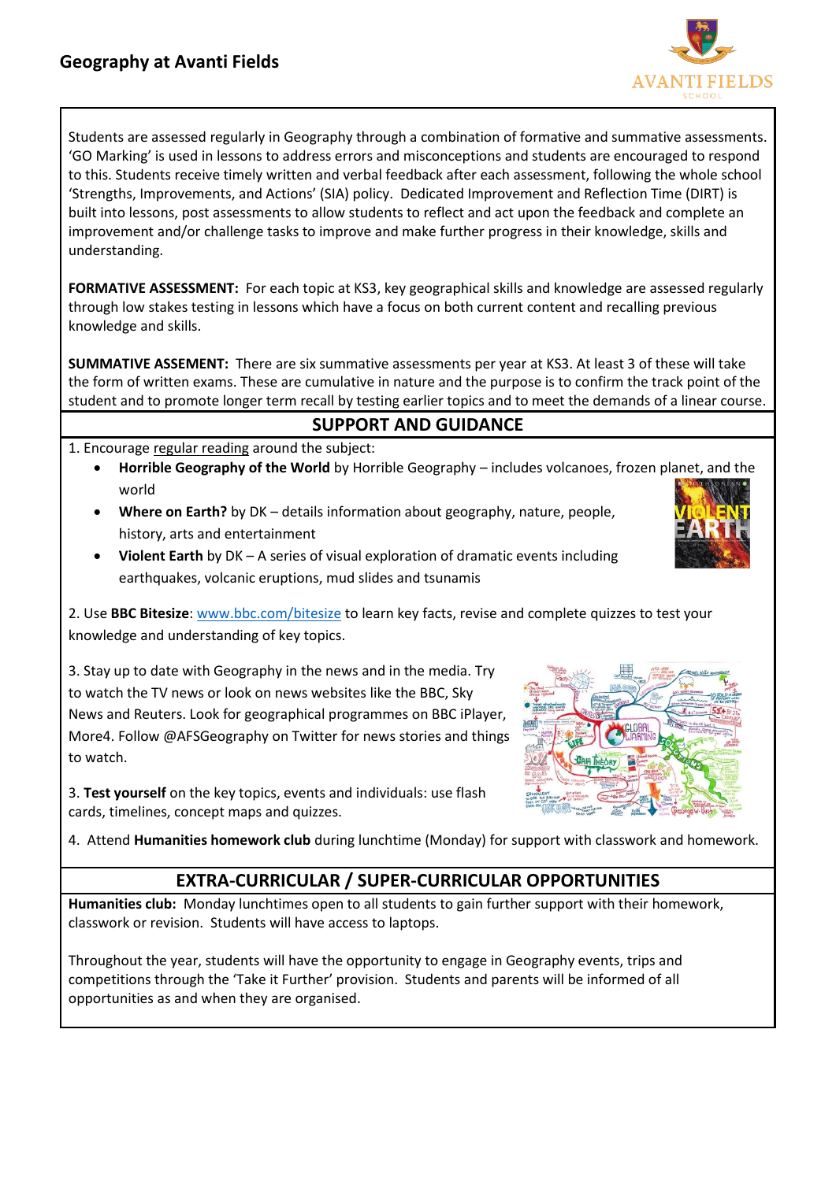# Geography at Avanti Fields

Students are assessed regularly in Geography through a combination of formative and summative assessments. 'GO Marking' is used in lessons to address errors and misconceptions and students are encouraged to respond to this. Students receive timely written and verbal feedback after each assessment, following the whole school 'Strengths, Improvements, and Actions' (SIA) policy. Dedicated Improvement and Reflection Time (DIRT) is built into lessons, post assessments to allow students to reflect and act upon the feedback and complete an improvement and/or challenge tasks to improve and make further progress in their knowledge, skills and understanding.

**FORMATIVE ASSESSMENT:** For each topic at KS3, key geographical skills and knowledge are assessed regularly through low stakes testing in lessons which have a focus on both current content and recalling previous knowledge and skills.

**SUMMATIVE ASSESMENT:** There are six summative assessments per year at KS3. At least 3 of these will take the form of written exams. These are cumulative in nature and the purpose is to confirm the track point of the student and to promote longer term recall by testing earlier topics and to meet the demands of a linear course.

## SUPPORT AND GUIDANCE

1. Encourage regular reading around the subject:
   - **Horrible Geography of the World** by Horrible Geography – includes volcanoes, frozen planet, and the world
   - **Where on Earth?** by DK – details information about geography, nature, people, history, arts and entertainment
   - **Violent Earth** by DK – A series of visual exploration of dramatic events including earthquakes, volcanic eruptions, mud slides and tsunamis

2. Use **BBC Bitesize**: www.bbc.com/bitesize to learn key facts, revise and complete quizzes to test your knowledge and understanding of key topics.

3. Stay up to date with Geography in the news and in the media. Try to watch the TV news or look on news websites like the BBC, Sky News and Reuters. Look for geographical programmes on BBC iPlayer, More4. Follow @AFSGeography on Twitter for news stories and things to watch.

3. **Test yourself** on the key topics, events and individuals: use flash cards, timelines, concept maps and quizzes.

4. Attend **Humanities homework club** during lunchtime (Monday) for support with classwork and homework.

## EXTRA-CURRICULAR / SUPER-CURRICULAR OPPORTUNITIES

**Humanities club:** Monday lunchtimes open to all students to gain further support with their homework, classwork or revision. Students will have access to laptops.

Throughout the year, students will have the opportunity to engage in Geography events, trips and competitions through the 'Take it Further' provision. Students and parents will be informed of all opportunities as and when they are organised.